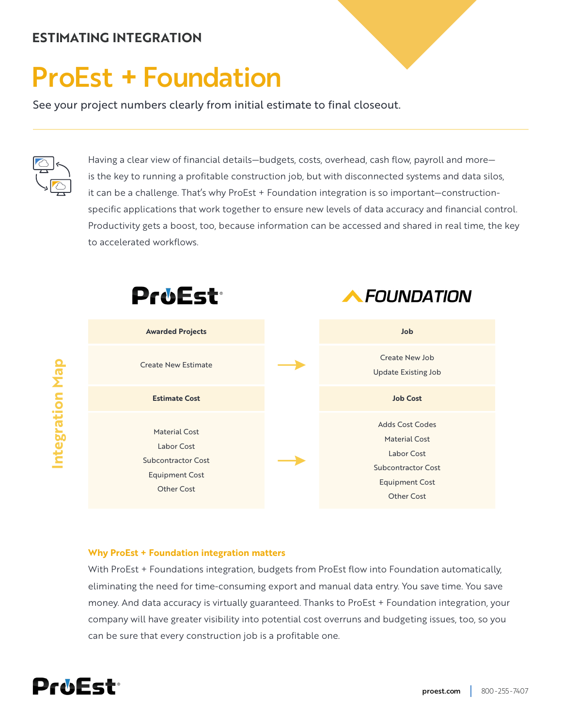**ESTIMATING INTEGRATION**

# ProEst + Foundation

See your project numbers clearly from initial estimate to final closeout.

Having a clear view of financial details—budgets, costs, overhead, cash flow, payroll and more—is the key to running a profitable construction job, but with disconnected systems and data silos, it can be a challenge. That's why ProEst + Foundation integration is so important—construction-specific applications that work together to ensure new levels of data accuracy and financial control. Productivity gets a boost, too, because information can be accessed and shared in real time, the key to accelerated workflows.

## Integration Map

| ProEst | | Foundation |
|---|---|---|
| **Awarded Projects** | | **Job** |
| Create New Estimate | → | Create New Job<br>Update Existing Job |
| **Estimate Cost** | | **Job Cost** |
| Material Cost<br>Labor Cost<br>Subcontractor Cost<br>Equipment Cost<br>Other Cost | → | Adds Cost Codes<br>Material Cost<br>Labor Cost<br>Subcontractor Cost<br>Equipment Cost<br>Other Cost |

### Why ProEst + Foundation integration matters

With ProEst + Foundations integration, budgets from ProEst flow into Foundation automatically, eliminating the need for time-consuming export and manual data entry. You save time. You save money. And data accuracy is virtually guaranteed. Thanks to ProEst + Foundation integration, your company will have greater visibility into potential cost overruns and budgeting issues, too, so you can be sure that every construction job is a profitable one.

ProEst

proest.com | 800-255-7407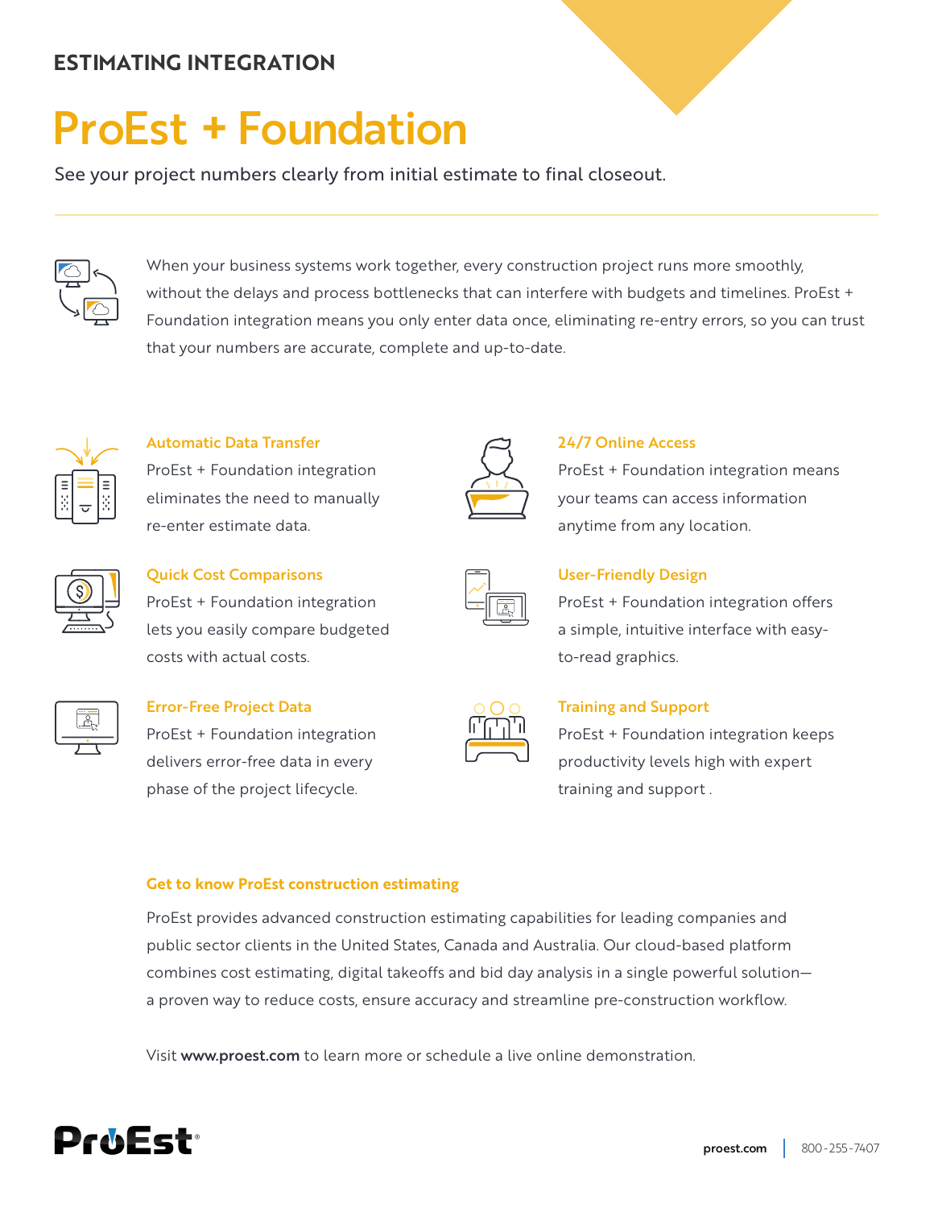ESTIMATING INTEGRATION

# ProEst + Foundation

See your project numbers clearly from initial estimate to final closeout.

When your business systems work together, every construction project runs more smoothly, without the delays and process bottlenecks that can interfere with budgets and timelines. ProEst + Foundation integration means you only enter data once, eliminating re-entry errors, so you can trust that your numbers are accurate, complete and up-to-date.

### Automatic Data Transfer

ProEst + Foundation integration eliminates the need to manually re-enter estimate data.

### Quick Cost Comparisons

ProEst + Foundation integration lets you easily compare budgeted costs with actual costs.

### Error-Free Project Data

ProEst + Foundation integration delivers error-free data in every phase of the project lifecycle.

### 24/7 Online Access

ProEst + Foundation integration means your teams can access information anytime from any location.

### User-Friendly Design

ProEst + Foundation integration offers a simple, intuitive interface with easy-to-read graphics.

### Training and Support

ProEst + Foundation integration keeps productivity levels high with expert training and support .

### Get to know ProEst construction estimating

ProEst provides advanced construction estimating capabilities for leading companies and public sector clients in the United States, Canada and Australia. Our cloud-based platform combines cost estimating, digital takeoffs and bid day analysis in a single powerful solution—a proven way to reduce costs, ensure accuracy and streamline pre-construction workflow.

Visit **www.proest.com** to learn more or schedule a live online demonstration.

ProEst

**proest.com** | 800-255-7407